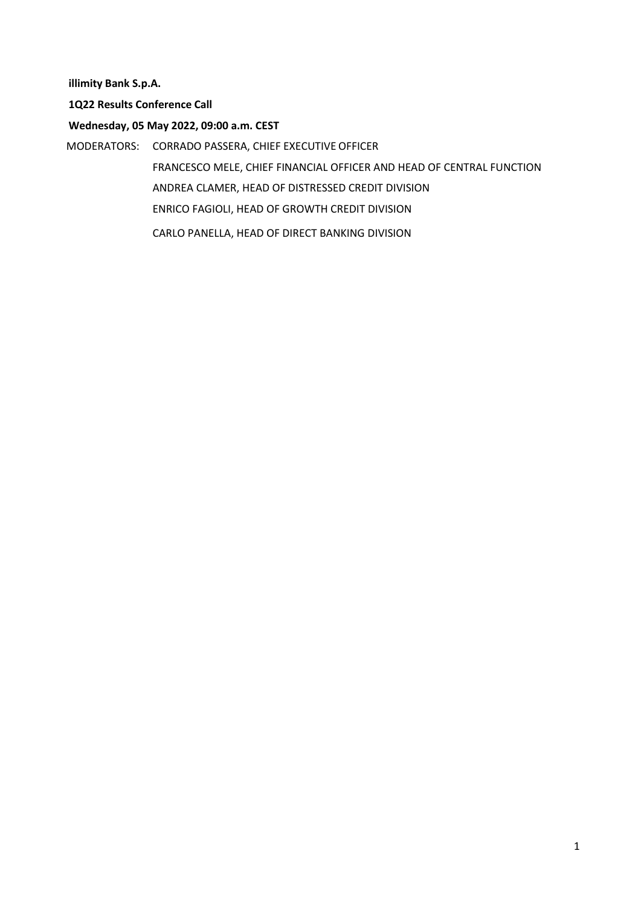**illimity Bank S.p.A.**

**1Q22 Results Conference Call**

**Wednesday, 05 May 2022, 09:00 a.m. CEST**

MODERATORS: CORRADO PASSERA, CHIEF EXECUTIVE OFFICER

FRANCESCO MELE, CHIEF FINANCIAL OFFICER AND HEAD OF CENTRAL FUNCTION

ANDREA CLAMER, HEAD OF DISTRESSED CREDIT DIVISION

ENRICO FAGIOLI, HEAD OF GROWTH CREDIT DIVISION

CARLO PANELLA, HEAD OF DIRECT BANKING DIVISION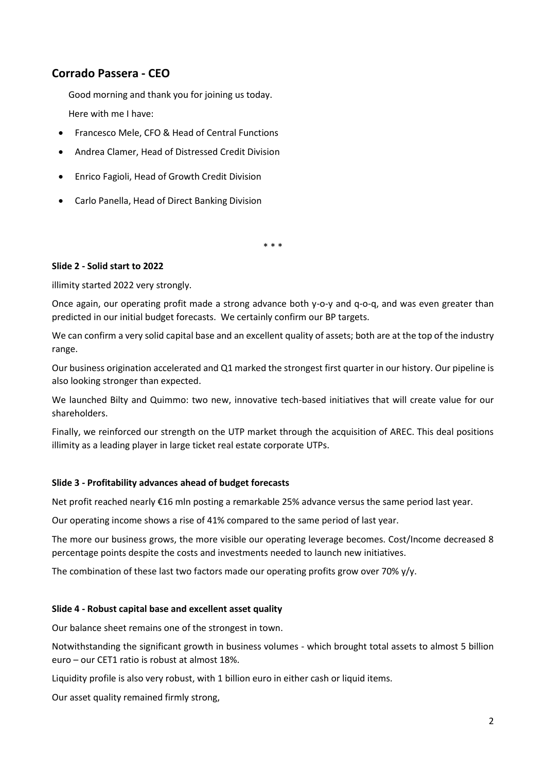## Corrado Passera - CEO

Good morning and thank you for joining us today.

Here with me I have:

- Francesco Mele, CFO & Head of Central Functions
- Andrea Clamer, Head of Distressed Credit Division
- Enrico Fagioli, Head of Growth Credit Division
- Carlo Panella, Head of Direct Banking Division

\* \* \*

**Slide 2 - Solid start to 2022**

illimity started 2022 very strongly.

Once again, our operating profit made a strong advance both y-o-y and q-o-q, and was even greater than predicted in our initial budget forecasts. We certainly confirm our BP targets.

We can confirm a very solid capital base and an excellent quality of assets; both are at the top of the industry range.

Our business origination accelerated and Q1 marked the strongest first quarter in our history. Our pipeline is also looking stronger than expected.

We launched Bilty and Quimmo: two new, innovative tech-based initiatives that will create value for our shareholders.

Finally, we reinforced our strength on the UTP market through the acquisition of AREC. This deal positions illimity as a leading player in large ticket real estate corporate UTPs.

**Slide 3 - Profitability advances ahead of budget forecasts**

Net profit reached nearly €16 mln posting a remarkable 25% advance versus the same period last year.

Our operating income shows a rise of 41% compared to the same period of last year.

The more our business grows, the more visible our operating leverage becomes. Cost/Income decreased 8 percentage points despite the costs and investments needed to launch new initiatives.

The combination of these last two factors made our operating profits grow over 70% y/y.

**Slide 4 - Robust capital base and excellent asset quality**

Our balance sheet remains one of the strongest in town.

Notwithstanding the significant growth in business volumes - which brought total assets to almost 5 billion euro – our CET1 ratio is robust at almost 18%.

Liquidity profile is also very robust, with 1 billion euro in either cash or liquid items.

Our asset quality remained firmly strong,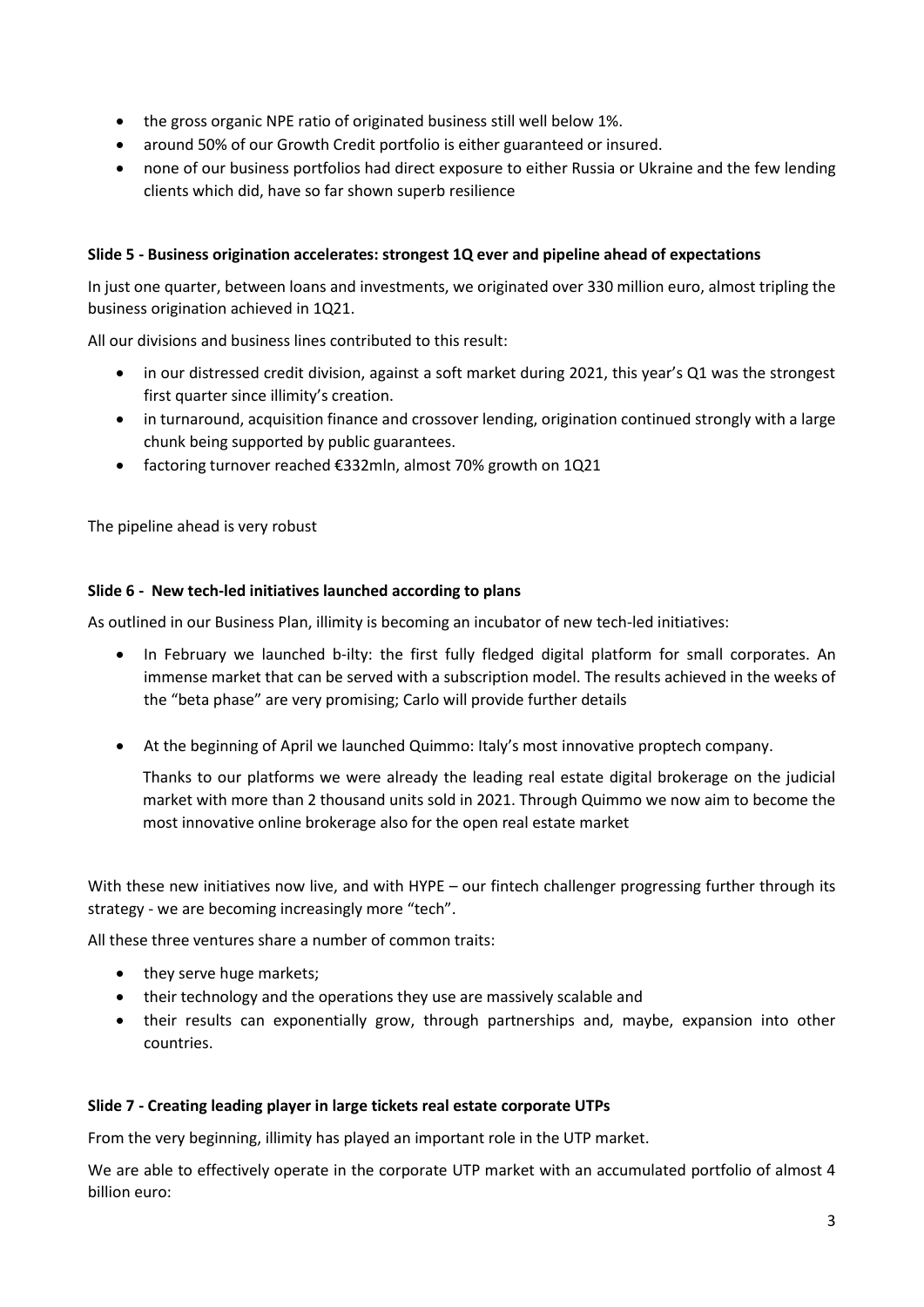- the gross organic NPE ratio of originated business still well below 1%.
- around 50% of our Growth Credit portfolio is either guaranteed or insured.
- none of our business portfolios had direct exposure to either Russia or Ukraine and the few lending clients which did, have so far shown superb resilience

**Slide 5 - Business origination accelerates: strongest 1Q ever and pipeline ahead of expectations**

In just one quarter, between loans and investments, we originated over 330 million euro, almost tripling the business origination achieved in 1Q21.

All our divisions and business lines contributed to this result:

- in our distressed credit division, against a soft market during 2021, this year's Q1 was the strongest first quarter since illimity's creation.
- in turnaround, acquisition finance and crossover lending, origination continued strongly with a large chunk being supported by public guarantees.
- factoring turnover reached €332mln, almost 70% growth on 1Q21

The pipeline ahead is very robust

**Slide 6 - New tech-led initiatives launched according to plans**

As outlined in our Business Plan, illimity is becoming an incubator of new tech-led initiatives:

- In February we launched b-ilty: the first fully fledged digital platform for small corporates. An immense market that can be served with a subscription model. The results achieved in the weeks of the "beta phase" are very promising; Carlo will provide further details

- At the beginning of April we launched Quimmo: Italy's most innovative proptech company.

  Thanks to our platforms we were already the leading real estate digital brokerage on the judicial market with more than 2 thousand units sold in 2021. Through Quimmo we now aim to become the most innovative online brokerage also for the open real estate market

With these new initiatives now live, and with HYPE – our fintech challenger progressing further through its strategy - we are becoming increasingly more "tech".

All these three ventures share a number of common traits:

- they serve huge markets;
- their technology and the operations they use are massively scalable and
- their results can exponentially grow, through partnerships and, maybe, expansion into other countries.

**Slide 7 - Creating leading player in large tickets real estate corporate UTPs**

From the very beginning, illimity has played an important role in the UTP market.

We are able to effectively operate in the corporate UTP market with an accumulated portfolio of almost 4 billion euro: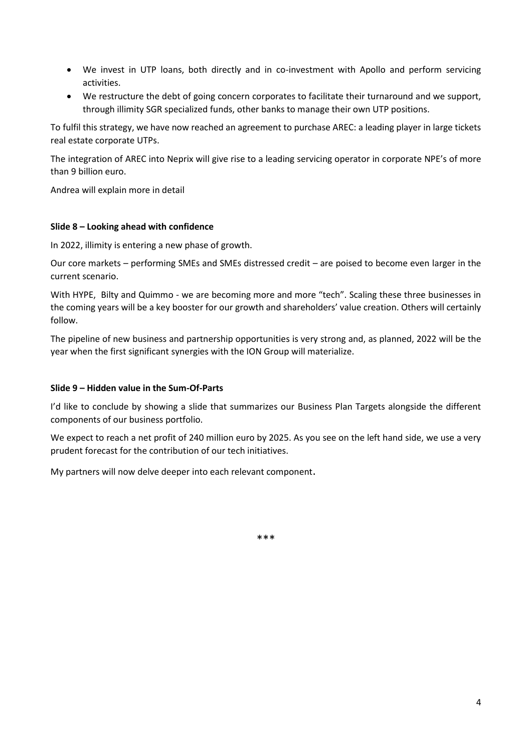- We invest in UTP loans, both directly and in co-investment with Apollo and perform servicing activities.
- We restructure the debt of going concern corporates to facilitate their turnaround and we support, through illimity SGR specialized funds, other banks to manage their own UTP positions.

To fulfil this strategy, we have now reached an agreement to purchase AREC: a leading player in large tickets real estate corporate UTPs.

The integration of AREC into Neprix will give rise to a leading servicing operator in corporate NPE's of more than 9 billion euro.

Andrea will explain more in detail

**Slide 8 – Looking ahead with confidence**

In 2022, illimity is entering a new phase of growth.

Our core markets – performing SMEs and SMEs distressed credit – are poised to become even larger in the current scenario.

With HYPE, Bilty and Quimmo - we are becoming more and more "tech". Scaling these three businesses in the coming years will be a key booster for our growth and shareholders' value creation. Others will certainly follow.

The pipeline of new business and partnership opportunities is very strong and, as planned, 2022 will be the year when the first significant synergies with the ION Group will materialize.

**Slide 9 – Hidden value in the Sum-Of-Parts**

I'd like to conclude by showing a slide that summarizes our Business Plan Targets alongside the different components of our business portfolio.

We expect to reach a net profit of 240 million euro by 2025. As you see on the left hand side, we use a very prudent forecast for the contribution of our tech initiatives.

My partners will now delve deeper into each relevant component.

***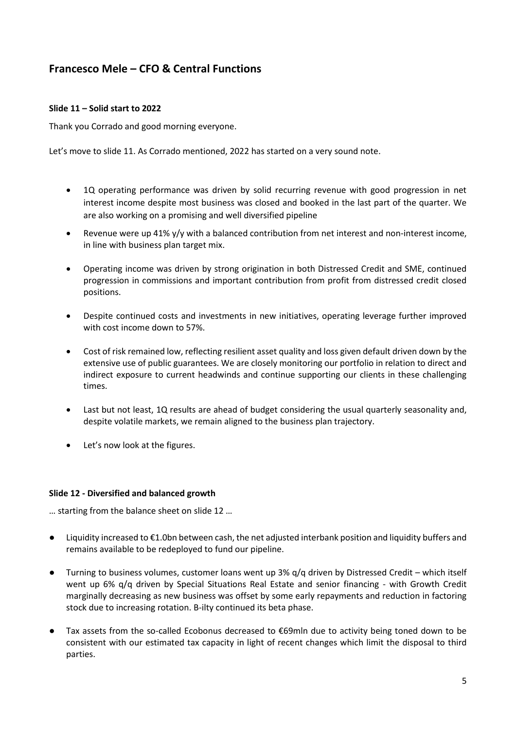## Francesco Mele – CFO & Central Functions

**Slide 11 – Solid start to 2022**

Thank you Corrado and good morning everyone.

Let's move to slide 11. As Corrado mentioned, 2022 has started on a very sound note.

- 1Q operating performance was driven by solid recurring revenue with good progression in net interest income despite most business was closed and booked in the last part of the quarter. We are also working on a promising and well diversified pipeline
- Revenue were up 41% y/y with a balanced contribution from net interest and non-interest income, in line with business plan target mix.
- Operating income was driven by strong origination in both Distressed Credit and SME, continued progression in commissions and important contribution from profit from distressed credit closed positions.
- Despite continued costs and investments in new initiatives, operating leverage further improved with cost income down to 57%.
- Cost of risk remained low, reflecting resilient asset quality and loss given default driven down by the extensive use of public guarantees. We are closely monitoring our portfolio in relation to direct and indirect exposure to current headwinds and continue supporting our clients in these challenging times.
- Last but not least, 1Q results are ahead of budget considering the usual quarterly seasonality and, despite volatile markets, we remain aligned to the business plan trajectory.
- Let's now look at the figures.

**Slide 12 - Diversified and balanced growth**

… starting from the balance sheet on slide 12 …

- Liquidity increased to €1.0bn between cash, the net adjusted interbank position and liquidity buffers and remains available to be redeployed to fund our pipeline.
- Turning to business volumes, customer loans went up 3% q/q driven by Distressed Credit – which itself went up 6% q/q driven by Special Situations Real Estate and senior financing - with Growth Credit marginally decreasing as new business was offset by some early repayments and reduction in factoring stock due to increasing rotation. B-ilty continued its beta phase.
- Tax assets from the so-called Ecobonus decreased to €69mln due to activity being toned down to be consistent with our estimated tax capacity in light of recent changes which limit the disposal to third parties.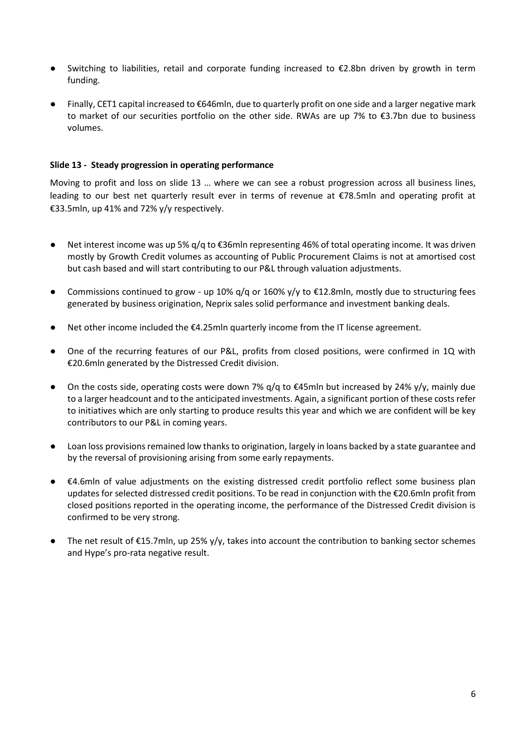- Switching to liabilities, retail and corporate funding increased to €2.8bn driven by growth in term funding.
- Finally, CET1 capital increased to €646mln, due to quarterly profit on one side and a larger negative mark to market of our securities portfolio on the other side. RWAs are up 7% to €3.7bn due to business volumes.

**Slide 13 - Steady progression in operating performance**

Moving to profit and loss on slide 13 … where we can see a robust progression across all business lines, leading to our best net quarterly result ever in terms of revenue at €78.5mln and operating profit at €33.5mln, up 41% and 72% y/y respectively.

- Net interest income was up 5% q/q to €36mln representing 46% of total operating income. It was driven mostly by Growth Credit volumes as accounting of Public Procurement Claims is not at amortised cost but cash based and will start contributing to our P&L through valuation adjustments.
- Commissions continued to grow - up 10% q/q or 160% y/y to €12.8mln, mostly due to structuring fees generated by business origination, Neprix sales solid performance and investment banking deals.
- Net other income included the €4.25mln quarterly income from the IT license agreement.
- One of the recurring features of our P&L, profits from closed positions, were confirmed in 1Q with €20.6mln generated by the Distressed Credit division.
- On the costs side, operating costs were down 7% q/q to €45mln but increased by 24% y/y, mainly due to a larger headcount and to the anticipated investments. Again, a significant portion of these costs refer to initiatives which are only starting to produce results this year and which we are confident will be key contributors to our P&L in coming years.
- Loan loss provisions remained low thanks to origination, largely in loans backed by a state guarantee and by the reversal of provisioning arising from some early repayments.
- €4.6mln of value adjustments on the existing distressed credit portfolio reflect some business plan updates for selected distressed credit positions. To be read in conjunction with the €20.6mln profit from closed positions reported in the operating income, the performance of the Distressed Credit division is confirmed to be very strong.
- The net result of €15.7mln, up 25% y/y, takes into account the contribution to banking sector schemes and Hype's pro-rata negative result.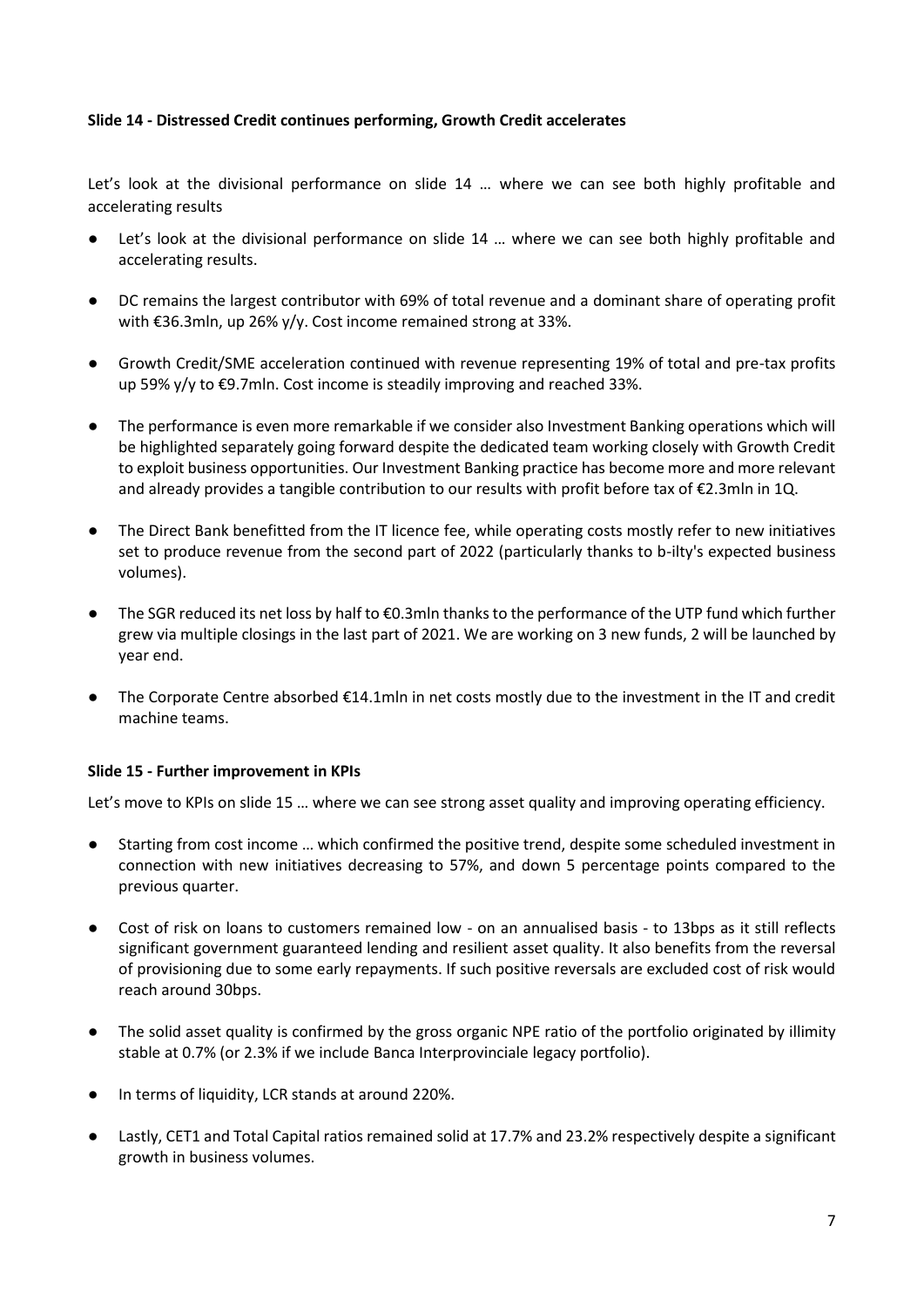**Slide 14 - Distressed Credit continues performing, Growth Credit accelerates**

Let's look at the divisional performance on slide 14 … where we can see both highly profitable and accelerating results

- Let's look at the divisional performance on slide 14 … where we can see both highly profitable and accelerating results.
- DC remains the largest contributor with 69% of total revenue and a dominant share of operating profit with €36.3mln, up 26% y/y. Cost income remained strong at 33%.
- Growth Credit/SME acceleration continued with revenue representing 19% of total and pre-tax profits up 59% y/y to €9.7mln. Cost income is steadily improving and reached 33%.
- The performance is even more remarkable if we consider also Investment Banking operations which will be highlighted separately going forward despite the dedicated team working closely with Growth Credit to exploit business opportunities. Our Investment Banking practice has become more and more relevant and already provides a tangible contribution to our results with profit before tax of €2.3mln in 1Q.
- The Direct Bank benefitted from the IT licence fee, while operating costs mostly refer to new initiatives set to produce revenue from the second part of 2022 (particularly thanks to b-ilty's expected business volumes).
- The SGR reduced its net loss by half to €0.3mln thanks to the performance of the UTP fund which further grew via multiple closings in the last part of 2021. We are working on 3 new funds, 2 will be launched by year end.
- The Corporate Centre absorbed €14.1mln in net costs mostly due to the investment in the IT and credit machine teams.

**Slide 15 - Further improvement in KPIs**

Let's move to KPIs on slide 15 … where we can see strong asset quality and improving operating efficiency.

- Starting from cost income … which confirmed the positive trend, despite some scheduled investment in connection with new initiatives decreasing to 57%, and down 5 percentage points compared to the previous quarter.
- Cost of risk on loans to customers remained low - on an annualised basis - to 13bps as it still reflects significant government guaranteed lending and resilient asset quality. It also benefits from the reversal of provisioning due to some early repayments. If such positive reversals are excluded cost of risk would reach around 30bps.
- The solid asset quality is confirmed by the gross organic NPE ratio of the portfolio originated by illimity stable at 0.7% (or 2.3% if we include Banca Interprovinciale legacy portfolio).
- In terms of liquidity, LCR stands at around 220%.
- Lastly, CET1 and Total Capital ratios remained solid at 17.7% and 23.2% respectively despite a significant growth in business volumes.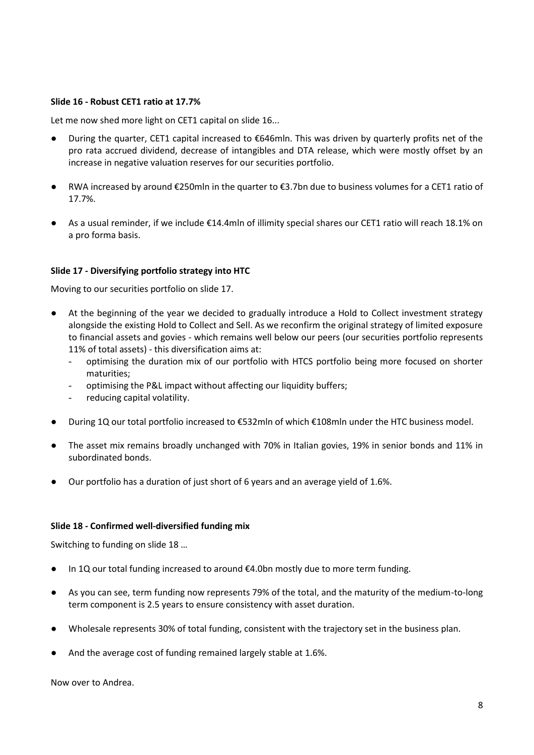**Slide 16 - Robust CET1 ratio at 17.7%**

Let me now shed more light on CET1 capital on slide 16...

- During the quarter, CET1 capital increased to €646mln. This was driven by quarterly profits net of the pro rata accrued dividend, decrease of intangibles and DTA release, which were mostly offset by an increase in negative valuation reserves for our securities portfolio.
- RWA increased by around €250mln in the quarter to €3.7bn due to business volumes for a CET1 ratio of 17.7%.
- As a usual reminder, if we include €14.4mln of illimity special shares our CET1 ratio will reach 18.1% on a pro forma basis.

**Slide 17 - Diversifying portfolio strategy into HTC**

Moving to our securities portfolio on slide 17.

- At the beginning of the year we decided to gradually introduce a Hold to Collect investment strategy alongside the existing Hold to Collect and Sell. As we reconfirm the original strategy of limited exposure to financial assets and govies - which remains well below our peers (our securities portfolio represents 11% of total assets) - this diversification aims at:
  - optimising the duration mix of our portfolio with HTCS portfolio being more focused on shorter maturities;
  - optimising the P&L impact without affecting our liquidity buffers;
  - reducing capital volatility.
- During 1Q our total portfolio increased to €532mln of which €108mln under the HTC business model.
- The asset mix remains broadly unchanged with 70% in Italian govies, 19% in senior bonds and 11% in subordinated bonds.
- Our portfolio has a duration of just short of 6 years and an average yield of 1.6%.

**Slide 18 - Confirmed well-diversified funding mix**

Switching to funding on slide 18 …

- In 1Q our total funding increased to around €4.0bn mostly due to more term funding.
- As you can see, term funding now represents 79% of the total, and the maturity of the medium-to-long term component is 2.5 years to ensure consistency with asset duration.
- Wholesale represents 30% of total funding, consistent with the trajectory set in the business plan.
- And the average cost of funding remained largely stable at 1.6%.

Now over to Andrea.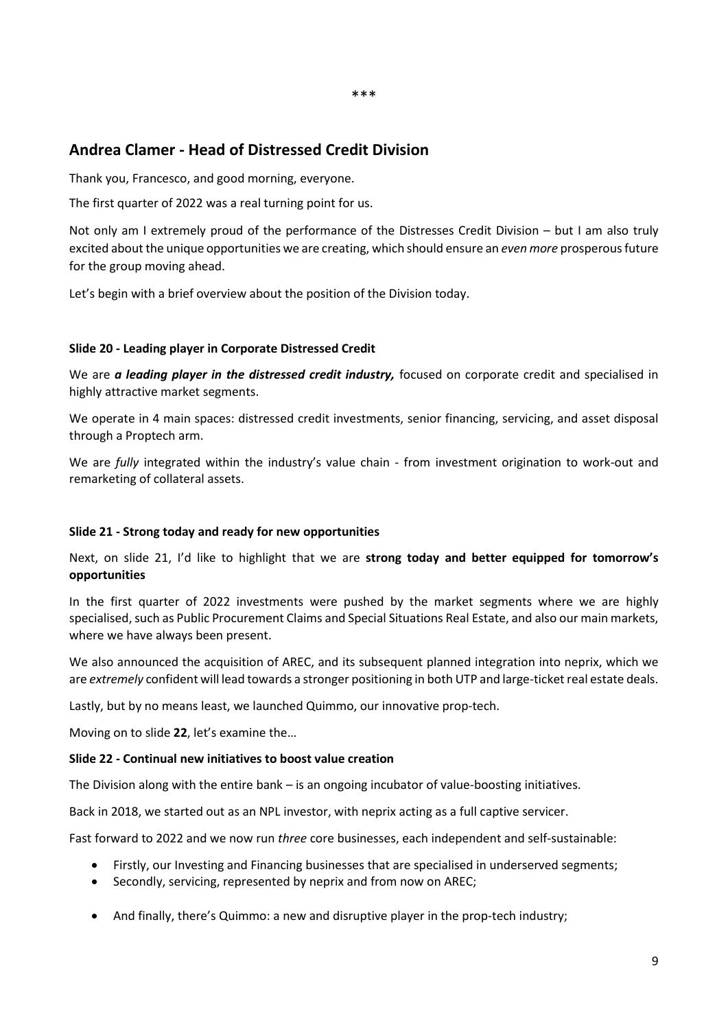\*\*\*

## Andrea Clamer - Head of Distressed Credit Division

Thank you, Francesco, and good morning, everyone.

The first quarter of 2022 was a real turning point for us.

Not only am I extremely proud of the performance of the Distresses Credit Division – but I am also truly excited about the unique opportunities we are creating, which should ensure an *even more* prosperous future for the group moving ahead.

Let's begin with a brief overview about the position of the Division today.

**Slide 20 - Leading player in Corporate Distressed Credit**

We are ***a leading player in the distressed credit industry,*** focused on corporate credit and specialised in highly attractive market segments.

We operate in 4 main spaces: distressed credit investments, senior financing, servicing, and asset disposal through a Proptech arm.

We are *fully* integrated within the industry's value chain - from investment origination to work-out and remarketing of collateral assets.

**Slide 21 - Strong today and ready for new opportunities**

Next, on slide 21, I'd like to highlight that we are **strong today and better equipped for tomorrow's opportunities**

In the first quarter of 2022 investments were pushed by the market segments where we are highly specialised, such as Public Procurement Claims and Special Situations Real Estate, and also our main markets, where we have always been present.

We also announced the acquisition of AREC, and its subsequent planned integration into neprix, which we are *extremely* confident will lead towards a stronger positioning in both UTP and large-ticket real estate deals.

Lastly, but by no means least, we launched Quimmo, our innovative prop-tech.

Moving on to slide **22**, let's examine the…

**Slide 22 - Continual new initiatives to boost value creation**

The Division along with the entire bank – is an ongoing incubator of value-boosting initiatives.

Back in 2018, we started out as an NPL investor, with neprix acting as a full captive servicer.

Fast forward to 2022 and we now run *three* core businesses, each independent and self-sustainable:

- Firstly, our Investing and Financing businesses that are specialised in underserved segments;
- Secondly, servicing, represented by neprix and from now on AREC;
- And finally, there's Quimmo: a new and disruptive player in the prop-tech industry;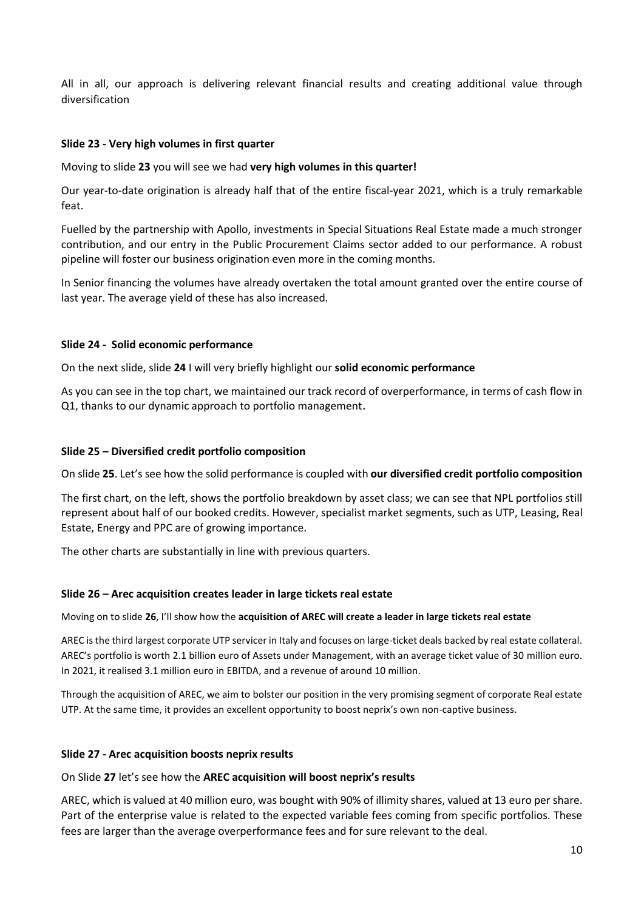All in all, our approach is delivering relevant financial results and creating additional value through diversification

**Slide 23 - Very high volumes in first quarter**

Moving to slide **23** you will see we had **very high volumes in this quarter!**

Our year-to-date origination is already half that of the entire fiscal-year 2021, which is a truly remarkable feat.

Fuelled by the partnership with Apollo, investments in Special Situations Real Estate made a much stronger contribution, and our entry in the Public Procurement Claims sector added to our performance. A robust pipeline will foster our business origination even more in the coming months.

In Senior financing the volumes have already overtaken the total amount granted over the entire course of last year. The average yield of these has also increased.

**Slide 24 - Solid economic performance**

On the next slide, slide **24** I will very briefly highlight our **solid economic performance**

As you can see in the top chart, we maintained our track record of overperformance, in terms of cash flow in Q1, thanks to our dynamic approach to portfolio management.

**Slide 25 – Diversified credit portfolio composition**

On slide **25**. Let's see how the solid performance is coupled with **our diversified credit portfolio composition**

The first chart, on the left, shows the portfolio breakdown by asset class; we can see that NPL portfolios still represent about half of our booked credits. However, specialist market segments, such as UTP, Leasing, Real Estate, Energy and PPC are of growing importance.

The other charts are substantially in line with previous quarters.

**Slide 26 – Arec acquisition creates leader in large tickets real estate**

Moving on to slide **26**, I'll show how the **acquisition of AREC will create a leader in large tickets real estate**

AREC is the third largest corporate UTP servicer in Italy and focuses on large-ticket deals backed by real estate collateral. AREC's portfolio is worth 2.1 billion euro of Assets under Management, with an average ticket value of 30 million euro. In 2021, it realised 3.1 million euro in EBITDA, and a revenue of around 10 million.

Through the acquisition of AREC, we aim to bolster our position in the very promising segment of corporate Real estate UTP. At the same time, it provides an excellent opportunity to boost neprix's own non-captive business.

**Slide 27 - Arec acquisition boosts neprix results**

On Slide **27** let's see how the **AREC acquisition will boost neprix's results**

AREC, which is valued at 40 million euro, was bought with 90% of illimity shares, valued at 13 euro per share. Part of the enterprise value is related to the expected variable fees coming from specific portfolios. These fees are larger than the average overperformance fees and for sure relevant to the deal.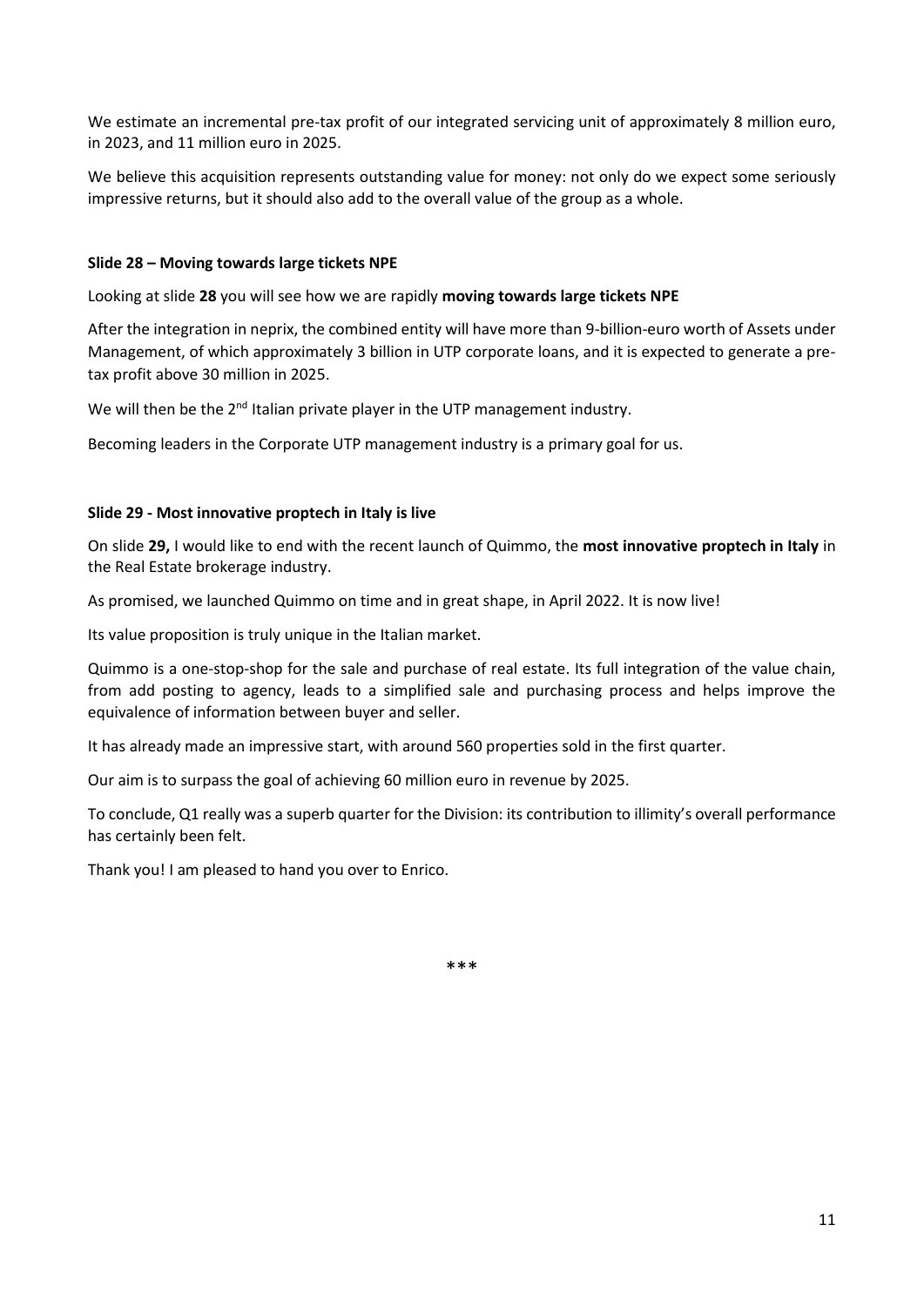We estimate an incremental pre-tax profit of our integrated servicing unit of approximately 8 million euro, in 2023, and 11 million euro in 2025.

We believe this acquisition represents outstanding value for money: not only do we expect some seriously impressive returns, but it should also add to the overall value of the group as a whole.

**Slide 28 – Moving towards large tickets NPE**

Looking at slide **28** you will see how we are rapidly **moving towards large tickets NPE**

After the integration in neprix, the combined entity will have more than 9-billion-euro worth of Assets under Management, of which approximately 3 billion in UTP corporate loans, and it is expected to generate a pre-tax profit above 30 million in 2025.

We will then be the 2nd Italian private player in the UTP management industry.

Becoming leaders in the Corporate UTP management industry is a primary goal for us.

**Slide 29 - Most innovative proptech in Italy is live**

On slide **29,** I would like to end with the recent launch of Quimmo, the **most innovative proptech in Italy** in the Real Estate brokerage industry.

As promised, we launched Quimmo on time and in great shape, in April 2022. It is now live!

Its value proposition is truly unique in the Italian market.

Quimmo is a one-stop-shop for the sale and purchase of real estate. Its full integration of the value chain, from add posting to agency, leads to a simplified sale and purchasing process and helps improve the equivalence of information between buyer and seller.

It has already made an impressive start, with around 560 properties sold in the first quarter.

Our aim is to surpass the goal of achieving 60 million euro in revenue by 2025.

To conclude, Q1 really was a superb quarter for the Division: its contribution to illimity's overall performance has certainly been felt.

Thank you! I am pleased to hand you over to Enrico.

***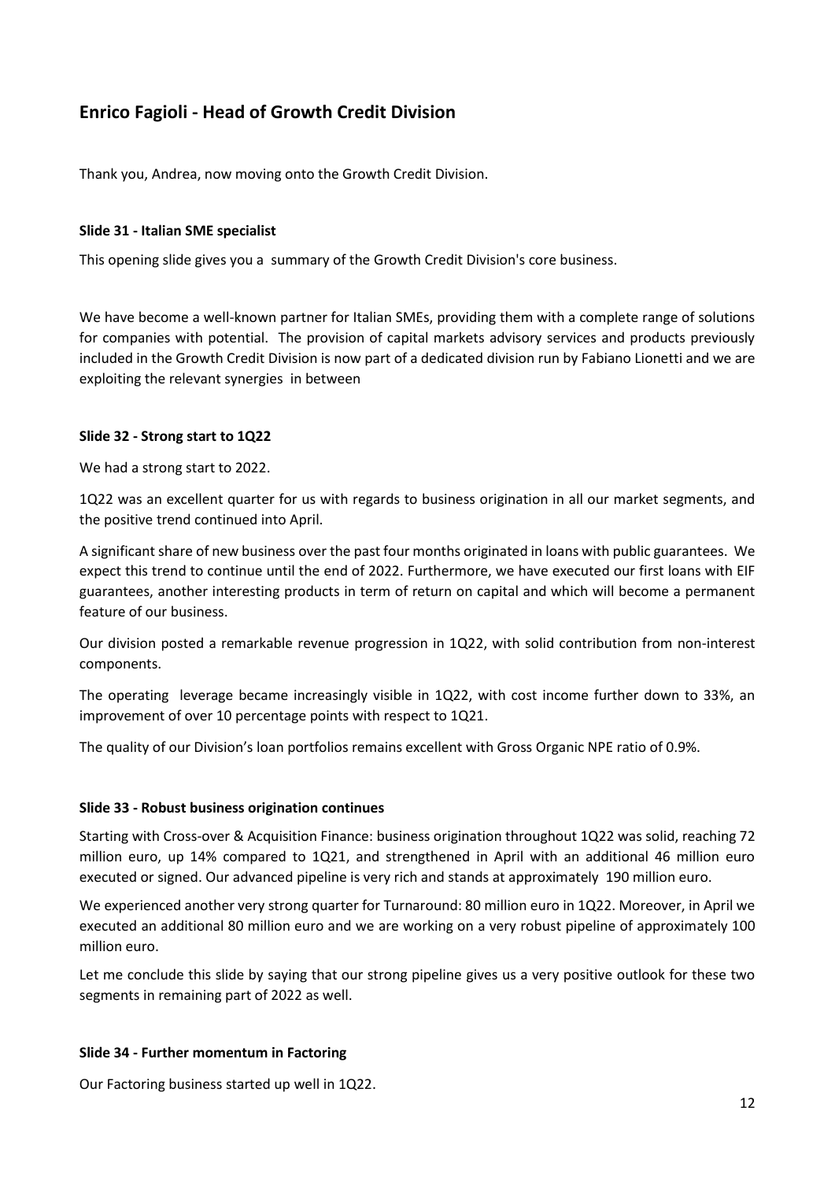## Enrico Fagioli - Head of Growth Credit Division

Thank you, Andrea, now moving onto the Growth Credit Division.

**Slide 31 - Italian SME specialist**

This opening slide gives you a summary of the Growth Credit Division's core business.

We have become a well-known partner for Italian SMEs, providing them with a complete range of solutions for companies with potential. The provision of capital markets advisory services and products previously included in the Growth Credit Division is now part of a dedicated division run by Fabiano Lionetti and we are exploiting the relevant synergies in between

**Slide 32 - Strong start to 1Q22**

We had a strong start to 2022.

1Q22 was an excellent quarter for us with regards to business origination in all our market segments, and the positive trend continued into April.

A significant share of new business over the past four months originated in loans with public guarantees. We expect this trend to continue until the end of 2022. Furthermore, we have executed our first loans with EIF guarantees, another interesting products in term of return on capital and which will become a permanent feature of our business.

Our division posted a remarkable revenue progression in 1Q22, with solid contribution from non-interest components.

The operating leverage became increasingly visible in 1Q22, with cost income further down to 33%, an improvement of over 10 percentage points with respect to 1Q21.

The quality of our Division's loan portfolios remains excellent with Gross Organic NPE ratio of 0.9%.

**Slide 33 - Robust business origination continues**

Starting with Cross-over & Acquisition Finance: business origination throughout 1Q22 was solid, reaching 72 million euro, up 14% compared to 1Q21, and strengthened in April with an additional 46 million euro executed or signed. Our advanced pipeline is very rich and stands at approximately 190 million euro.

We experienced another very strong quarter for Turnaround: 80 million euro in 1Q22. Moreover, in April we executed an additional 80 million euro and we are working on a very robust pipeline of approximately 100 million euro.

Let me conclude this slide by saying that our strong pipeline gives us a very positive outlook for these two segments in remaining part of 2022 as well.

**Slide 34 - Further momentum in Factoring**

Our Factoring business started up well in 1Q22.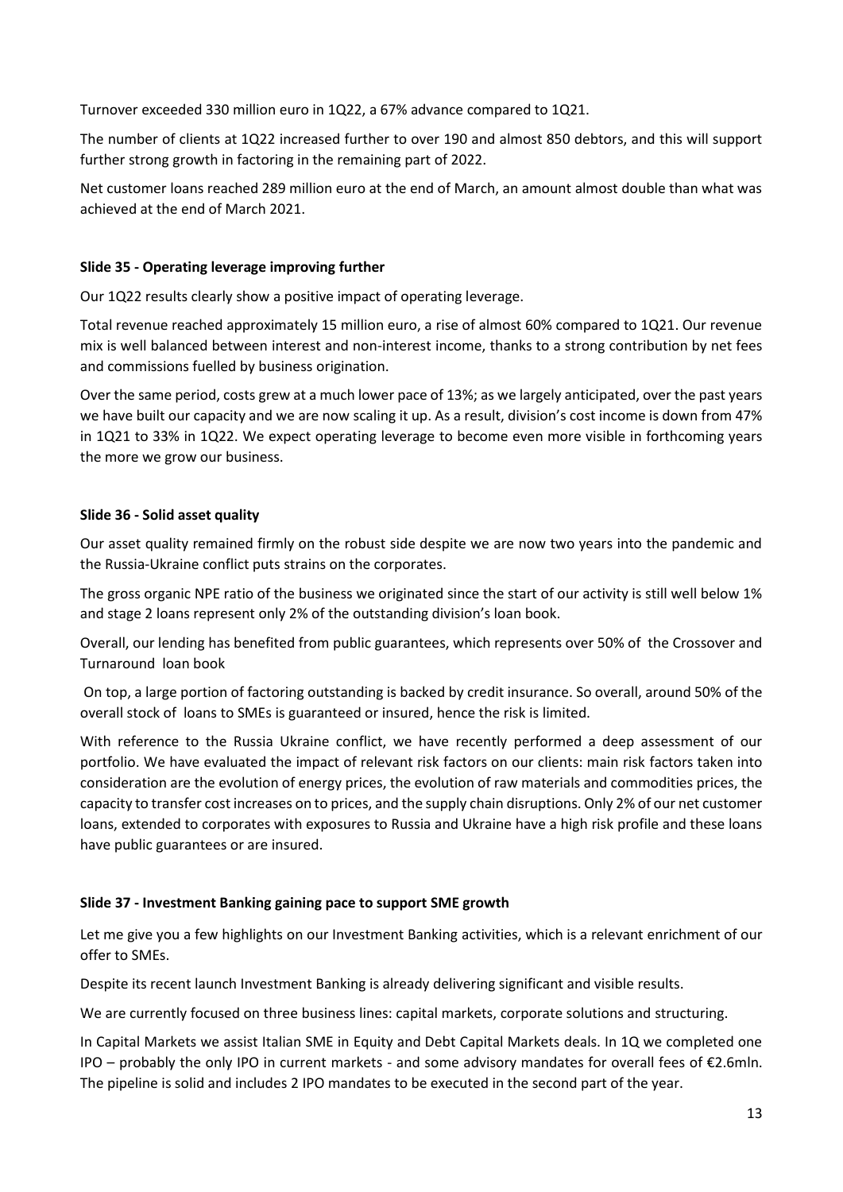Turnover exceeded 330 million euro in 1Q22, a 67% advance compared to 1Q21.

The number of clients at 1Q22 increased further to over 190 and almost 850 debtors, and this will support further strong growth in factoring in the remaining part of 2022.

Net customer loans reached 289 million euro at the end of March, an amount almost double than what was achieved at the end of March 2021.

**Slide 35 - Operating leverage improving further**

Our 1Q22 results clearly show a positive impact of operating leverage.

Total revenue reached approximately 15 million euro, a rise of almost 60% compared to 1Q21. Our revenue mix is well balanced between interest and non-interest income, thanks to a strong contribution by net fees and commissions fuelled by business origination.

Over the same period, costs grew at a much lower pace of 13%; as we largely anticipated, over the past years we have built our capacity and we are now scaling it up. As a result, division's cost income is down from 47% in 1Q21 to 33% in 1Q22. We expect operating leverage to become even more visible in forthcoming years the more we grow our business.

**Slide 36 - Solid asset quality**

Our asset quality remained firmly on the robust side despite we are now two years into the pandemic and the Russia-Ukraine conflict puts strains on the corporates.

The gross organic NPE ratio of the business we originated since the start of our activity is still well below 1% and stage 2 loans represent only 2% of the outstanding division's loan book.

Overall, our lending has benefited from public guarantees, which represents over 50% of the Crossover and Turnaround loan book

On top, a large portion of factoring outstanding is backed by credit insurance. So overall, around 50% of the overall stock of loans to SMEs is guaranteed or insured, hence the risk is limited.

With reference to the Russia Ukraine conflict, we have recently performed a deep assessment of our portfolio. We have evaluated the impact of relevant risk factors on our clients: main risk factors taken into consideration are the evolution of energy prices, the evolution of raw materials and commodities prices, the capacity to transfer cost increases on to prices, and the supply chain disruptions. Only 2% of our net customer loans, extended to corporates with exposures to Russia and Ukraine have a high risk profile and these loans have public guarantees or are insured.

**Slide 37 - Investment Banking gaining pace to support SME growth**

Let me give you a few highlights on our Investment Banking activities, which is a relevant enrichment of our offer to SMEs.

Despite its recent launch Investment Banking is already delivering significant and visible results.

We are currently focused on three business lines: capital markets, corporate solutions and structuring.

In Capital Markets we assist Italian SME in Equity and Debt Capital Markets deals. In 1Q we completed one IPO – probably the only IPO in current markets - and some advisory mandates for overall fees of €2.6mln. The pipeline is solid and includes 2 IPO mandates to be executed in the second part of the year.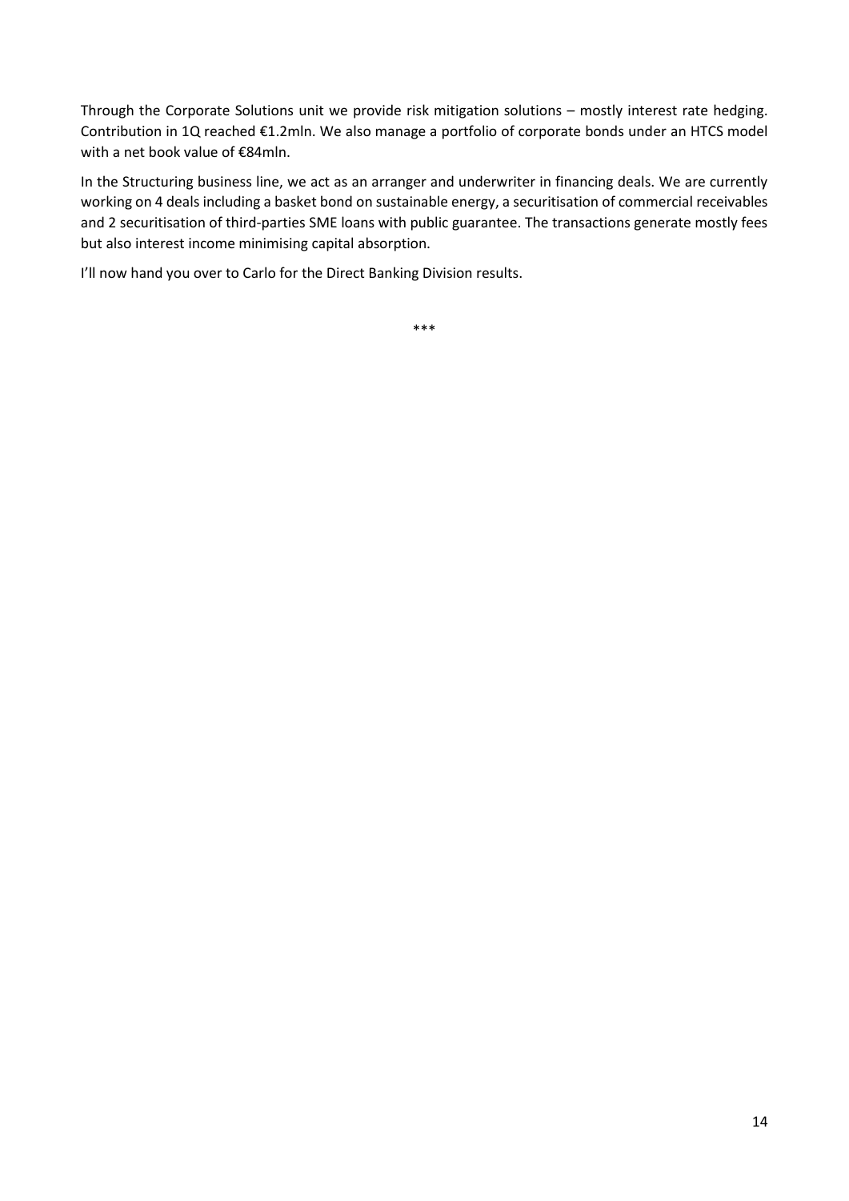Through the Corporate Solutions unit we provide risk mitigation solutions – mostly interest rate hedging. Contribution in 1Q reached €1.2mln. We also manage a portfolio of corporate bonds under an HTCS model with a net book value of €84mln.

In the Structuring business line, we act as an arranger and underwriter in financing deals. We are currently working on 4 deals including a basket bond on sustainable energy, a securitisation of commercial receivables and 2 securitisation of third-parties SME loans with public guarantee. The transactions generate mostly fees but also interest income minimising capital absorption.

I'll now hand you over to Carlo for the Direct Banking Division results.

***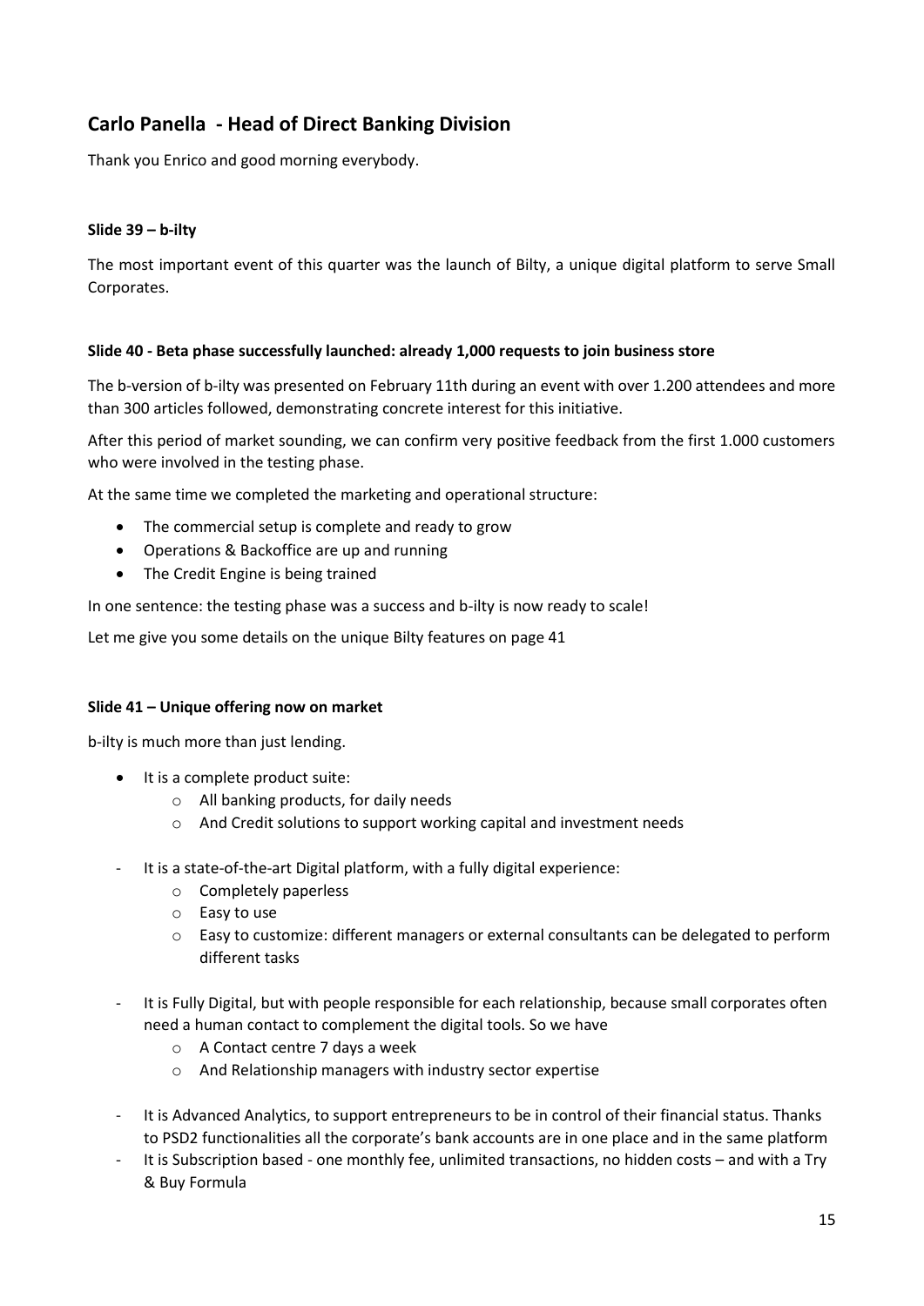## Carlo Panella - Head of Direct Banking Division

Thank you Enrico and good morning everybody.

**Slide 39 – b-ilty**

The most important event of this quarter was the launch of Bilty, a unique digital platform to serve Small Corporates.

**Slide 40 - Beta phase successfully launched: already 1,000 requests to join business store**

The b-version of b-ilty was presented on February 11th during an event with over 1.200 attendees and more than 300 articles followed, demonstrating concrete interest for this initiative.

After this period of market sounding, we can confirm very positive feedback from the first 1.000 customers who were involved in the testing phase.

At the same time we completed the marketing and operational structure:

- The commercial setup is complete and ready to grow
- Operations & Backoffice are up and running
- The Credit Engine is being trained

In one sentence: the testing phase was a success and b-ilty is now ready to scale!

Let me give you some details on the unique Bilty features on page 41

**Slide 41 – Unique offering now on market**

b-ilty is much more than just lending.

- It is a complete product suite:
  - All banking products, for daily needs
  - And Credit solutions to support working capital and investment needs

- It is a state-of-the-art Digital platform, with a fully digital experience:
  - Completely paperless
  - Easy to use
  - Easy to customize: different managers or external consultants can be delegated to perform different tasks

- It is Fully Digital, but with people responsible for each relationship, because small corporates often need a human contact to complement the digital tools. So we have
  - A Contact centre 7 days a week
  - And Relationship managers with industry sector expertise

- It is Advanced Analytics, to support entrepreneurs to be in control of their financial status. Thanks to PSD2 functionalities all the corporate's bank accounts are in one place and in the same platform
- It is Subscription based - one monthly fee, unlimited transactions, no hidden costs – and with a Try & Buy Formula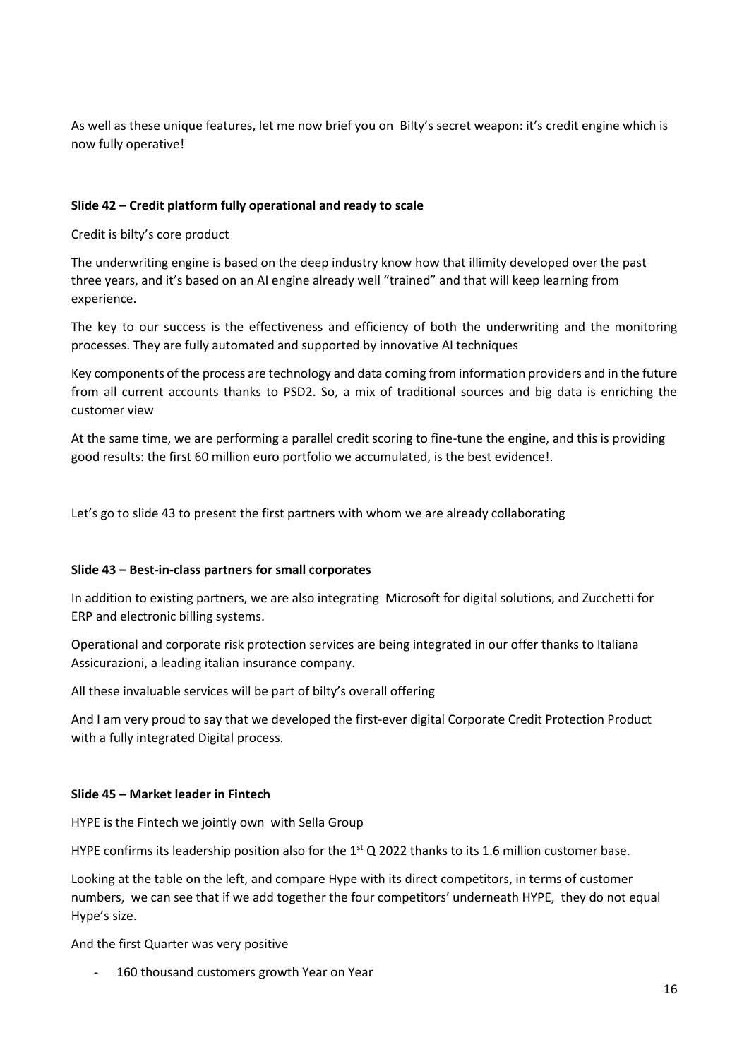As well as these unique features, let me now brief you on Bilty's secret weapon: it's credit engine which is now fully operative!

**Slide 42 – Credit platform fully operational and ready to scale**

Credit is bilty's core product

The underwriting engine is based on the deep industry know how that illimity developed over the past three years, and it's based on an AI engine already well "trained" and that will keep learning from experience.

The key to our success is the effectiveness and efficiency of both the underwriting and the monitoring processes. They are fully automated and supported by innovative AI techniques

Key components of the process are technology and data coming from information providers and in the future from all current accounts thanks to PSD2. So, a mix of traditional sources and big data is enriching the customer view

At the same time, we are performing a parallel credit scoring to fine-tune the engine, and this is providing good results: the first 60 million euro portfolio we accumulated, is the best evidence!.

Let's go to slide 43 to present the first partners with whom we are already collaborating

**Slide 43 – Best-in-class partners for small corporates**

In addition to existing partners, we are also integrating Microsoft for digital solutions, and Zucchetti for ERP and electronic billing systems.

Operational and corporate risk protection services are being integrated in our offer thanks to Italiana Assicurazioni, a leading italian insurance company.

All these invaluable services will be part of bilty's overall offering

And I am very proud to say that we developed the first-ever digital Corporate Credit Protection Product with a fully integrated Digital process.

**Slide 45 – Market leader in Fintech**

HYPE is the Fintech we jointly own with Sella Group

HYPE confirms its leadership position also for the 1st Q 2022 thanks to its 1.6 million customer base.

Looking at the table on the left, and compare Hype with its direct competitors, in terms of customer numbers, we can see that if we add together the four competitors' underneath HYPE, they do not equal Hype's size.

And the first Quarter was very positive

- 160 thousand customers growth Year on Year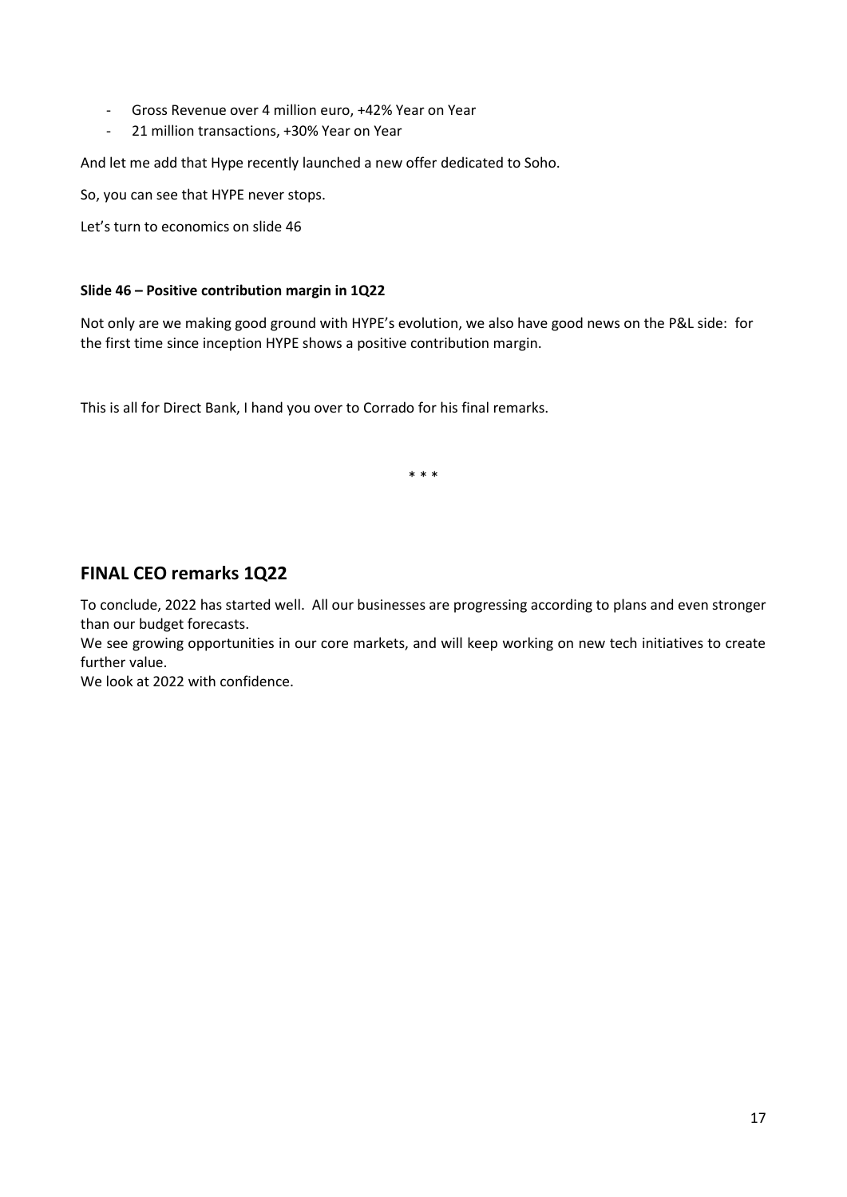- Gross Revenue over 4 million euro, +42% Year on Year
- 21 million transactions, +30% Year on Year

And let me add that Hype recently launched a new offer dedicated to Soho.

So, you can see that HYPE never stops.

Let's turn to economics on slide 46

**Slide 46 – Positive contribution margin in 1Q22**

Not only are we making good ground with HYPE's evolution, we also have good news on the P&L side: for the first time since inception HYPE shows a positive contribution margin.

This is all for Direct Bank, I hand you over to Corrado for his final remarks.

\* \* \*

## FINAL CEO remarks 1Q22

To conclude, 2022 has started well. All our businesses are progressing according to plans and even stronger than our budget forecasts.
We see growing opportunities in our core markets, and will keep working on new tech initiatives to create further value.
We look at 2022 with confidence.